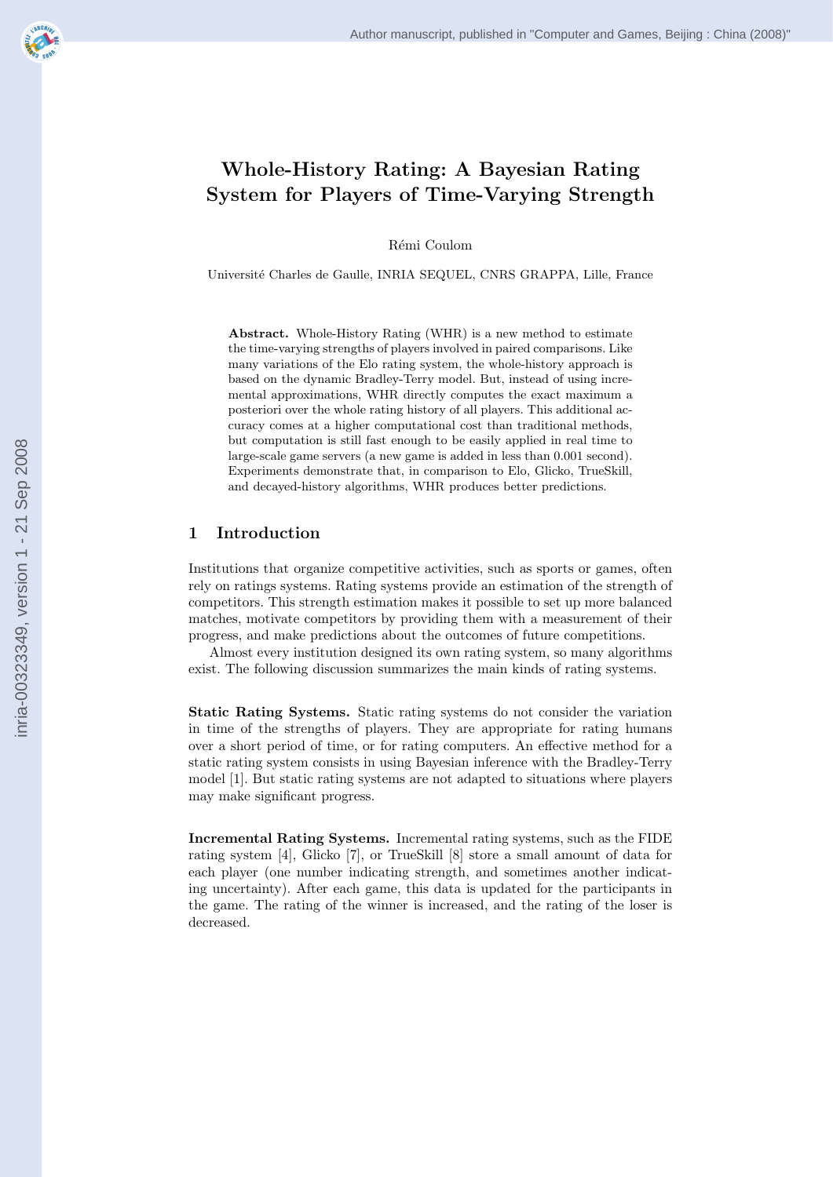# Whole-History Rating: A Bayesian Rating System for Players of Time-Varying Strength

Rémi Coulom

Université Charles de Gaulle, INRIA SEQUEL, CNRS GRAPPA, Lille, France

**Abstract.** Whole-History Rating (WHR) is a new method to estimate the time-varying strengths of players involved in paired comparisons. Like many variations of the Elo rating system, the whole-history approach is based on the dynamic Bradley-Terry model. But, instead of using incremental approximations, WHR directly computes the exact maximum a posteriori over the whole rating history of all players. This additional accuracy comes at a higher computational cost than traditional methods, but computation is still fast enough to be easily applied in real time to large-scale game servers (a new game is added in less than 0.001 second). Experiments demonstrate that, in comparison to Elo, Glicko, TrueSkill, and decayed-history algorithms, WHR produces better predictions.

## 1 Introduction

Institutions that organize competitive activities, such as sports or games, often rely on ratings systems. Rating systems provide an estimation of the strength of competitors. This strength estimation makes it possible to set up more balanced matches, motivate competitors by providing them with a measurement of their progress, and make predictions about the outcomes of future competitions.

Almost every institution designed its own rating system, so many algorithms exist. The following discussion summarizes the main kinds of rating systems.

**Static Rating Systems.** Static rating systems do not consider the variation in time of the strengths of players. They are appropriate for rating humans over a short period of time, or for rating computers. An effective method for a static rating system consists in using Bayesian inference with the Bradley-Terry model [1]. But static rating systems are not adapted to situations where players may make significant progress.

**Incremental Rating Systems.** Incremental rating systems, such as the FIDE rating system [4], Glicko [7], or TrueSkill [8] store a small amount of data for each player (one number indicating strength, and sometimes another indicating uncertainty). After each game, this data is updated for the participants in the game. The rating of the winner is increased, and the rating of the loser is decreased.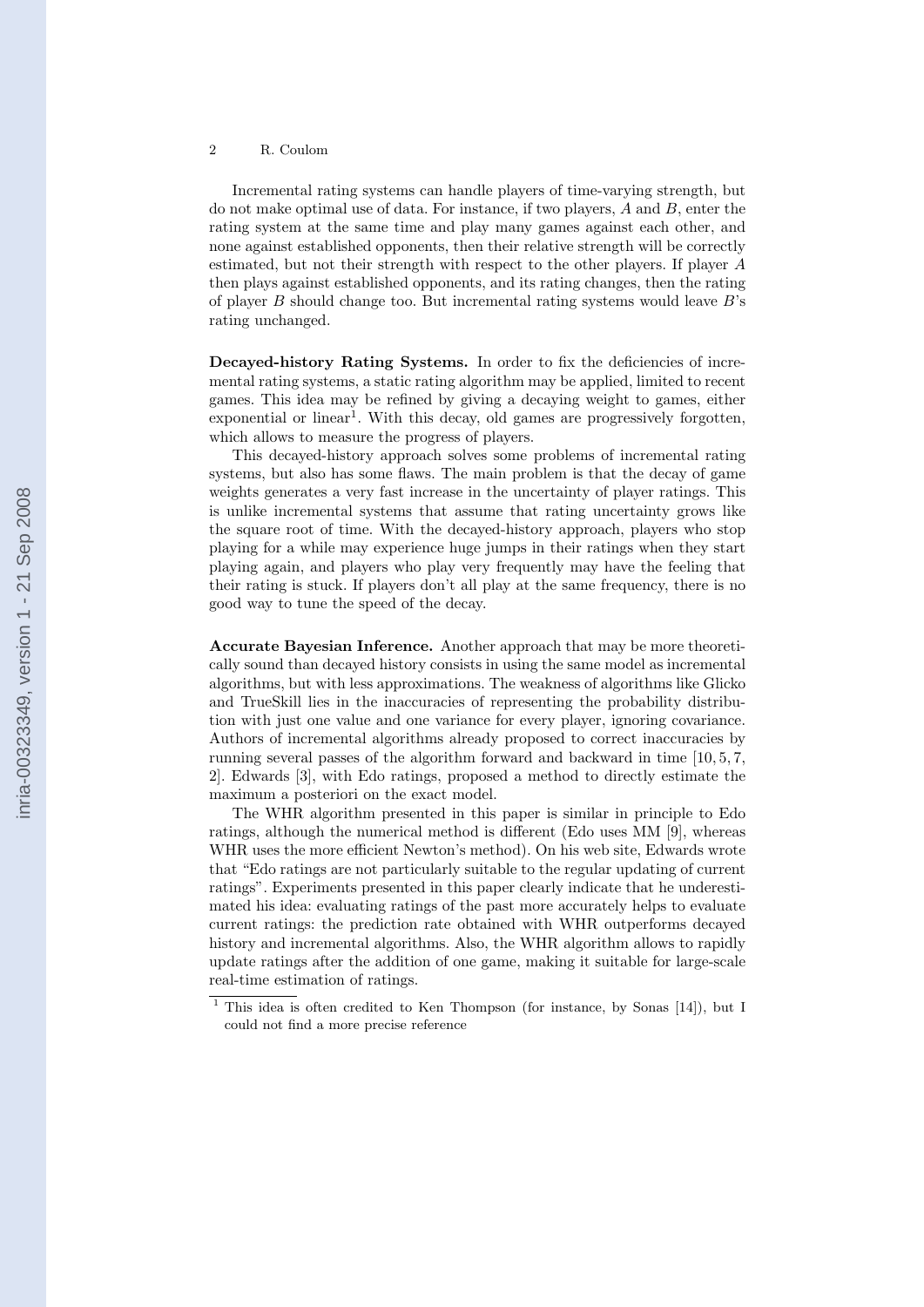Incremental rating systems can handle players of time-varying strength, but do not make optimal use of data. For instance, if two players, $A$ and $B$, enter the rating system at the same time and play many games against each other, and none against established opponents, then their relative strength will be correctly estimated, but not their strength with respect to the other players. If player $A$ then plays against established opponents, and its rating changes, then the rating of player $B$ should change too. But incremental rating systems would leave $B$'s rating unchanged.

**Decayed-history Rating Systems.** In order to fix the deficiencies of incremental rating systems, a static rating algorithm may be applied, limited to recent games. This idea may be refined by giving a decaying weight to games, either exponential or linear[1]. With this decay, old games are progressively forgotten, which allows to measure the progress of players.

This decayed-history approach solves some problems of incremental rating systems, but also has some flaws. The main problem is that the decay of game weights generates a very fast increase in the uncertainty of player ratings. This is unlike incremental systems that assume that rating uncertainty grows like the square root of time. With the decayed-history approach, players who stop playing for a while may experience huge jumps in their ratings when they start playing again, and players who play very frequently may have the feeling that their rating is stuck. If players don't all play at the same frequency, there is no good way to tune the speed of the decay.

**Accurate Bayesian Inference.** Another approach that may be more theoretically sound than decayed history consists in using the same model as incremental algorithms, but with less approximations. The weakness of algorithms like Glicko and TrueSkill lies in the inaccuracies of representing the probability distribution with just one value and one variance for every player, ignoring covariance. Authors of incremental algorithms already proposed to correct inaccuracies by running several passes of the algorithm forward and backward in time [10, 5, 7, 2]. Edwards [3], with Edo ratings, proposed a method to directly estimate the maximum a posteriori on the exact model.

The WHR algorithm presented in this paper is similar in principle to Edo ratings, although the numerical method is different (Edo uses MM [9], whereas WHR uses the more efficient Newton's method). On his web site, Edwards wrote that "Edo ratings are not particularly suitable to the regular updating of current ratings". Experiments presented in this paper clearly indicate that he underestimated his idea: evaluating ratings of the past more accurately helps to evaluate current ratings: the prediction rate obtained with WHR outperforms decayed history and incremental algorithms. Also, the WHR algorithm allows to rapidly update ratings after the addition of one game, making it suitable for large-scale real-time estimation of ratings.

[1] This idea is often credited to Ken Thompson (for instance, by Sonas [14]), but I could not find a more precise reference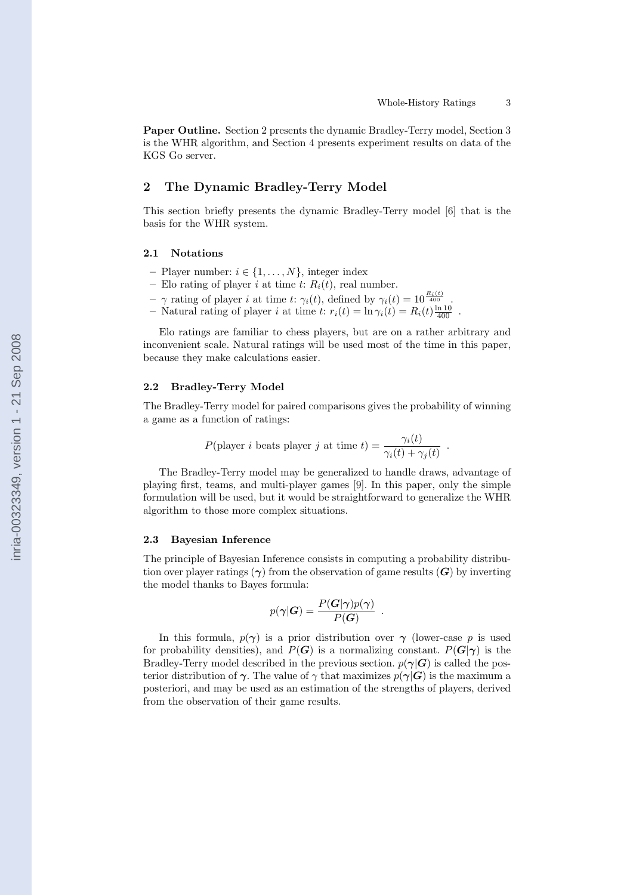**Paper Outline.** Section 2 presents the dynamic Bradley-Terry model, Section 3 is the WHR algorithm, and Section 4 presents experiment results on data of the KGS Go server.

## 2 The Dynamic Bradley-Terry Model

This section briefly presents the dynamic Bradley-Terry model [6] that is the basis for the WHR system.

### 2.1 Notations

- Player number: $i \in \{1, \ldots, N\}$, integer index
- Elo rating of player $i$ at time $t$: $R_i(t)$, real number.
- $\gamma$ rating of player $i$ at time $t$: $\gamma_i(t)$, defined by $\gamma_i(t) = 10^{\frac{R_i(t)}{400}}$ .
- Natural rating of player $i$ at time $t$: $r_i(t) = \ln \gamma_i(t) = R_i(t) \frac{\ln 10}{400}$ .

Elo ratings are familiar to chess players, but are on a rather arbitrary and inconvenient scale. Natural ratings will be used most of the time in this paper, because they make calculations easier.

### 2.2 Bradley-Terry Model

The Bradley-Terry model for paired comparisons gives the probability of winning a game as a function of ratings:

$$P(\text{player } i \text{ beats player } j \text{ at time } t) = \frac{\gamma_i(t)}{\gamma_i(t) + \gamma_j(t)} \ .$$

The Bradley-Terry model may be generalized to handle draws, advantage of playing first, teams, and multi-player games [9]. In this paper, only the simple formulation will be used, but it would be straightforward to generalize the WHR algorithm to those more complex situations.

### 2.3 Bayesian Inference

The principle of Bayesian Inference consists in computing a probability distribution over player ratings ($\boldsymbol{\gamma}$) from the observation of game results ($\boldsymbol{G}$) by inverting the model thanks to Bayes formula:

$$p(\boldsymbol{\gamma}|\boldsymbol{G}) = \frac{P(\boldsymbol{G}|\boldsymbol{\gamma})p(\boldsymbol{\gamma})}{P(\boldsymbol{G})} \ .$$

In this formula, $p(\boldsymbol{\gamma})$ is a prior distribution over $\boldsymbol{\gamma}$ (lower-case $p$ is used for probability densities), and $P(\boldsymbol{G})$ is a normalizing constant. $P(\boldsymbol{G}|\boldsymbol{\gamma})$ is the Bradley-Terry model described in the previous section. $p(\boldsymbol{\gamma}|\boldsymbol{G})$ is called the posterior distribution of $\boldsymbol{\gamma}$. The value of $\gamma$ that maximizes $p(\boldsymbol{\gamma}|\boldsymbol{G})$ is the maximum a posteriori, and may be used as an estimation of the strengths of players, derived from the observation of their game results.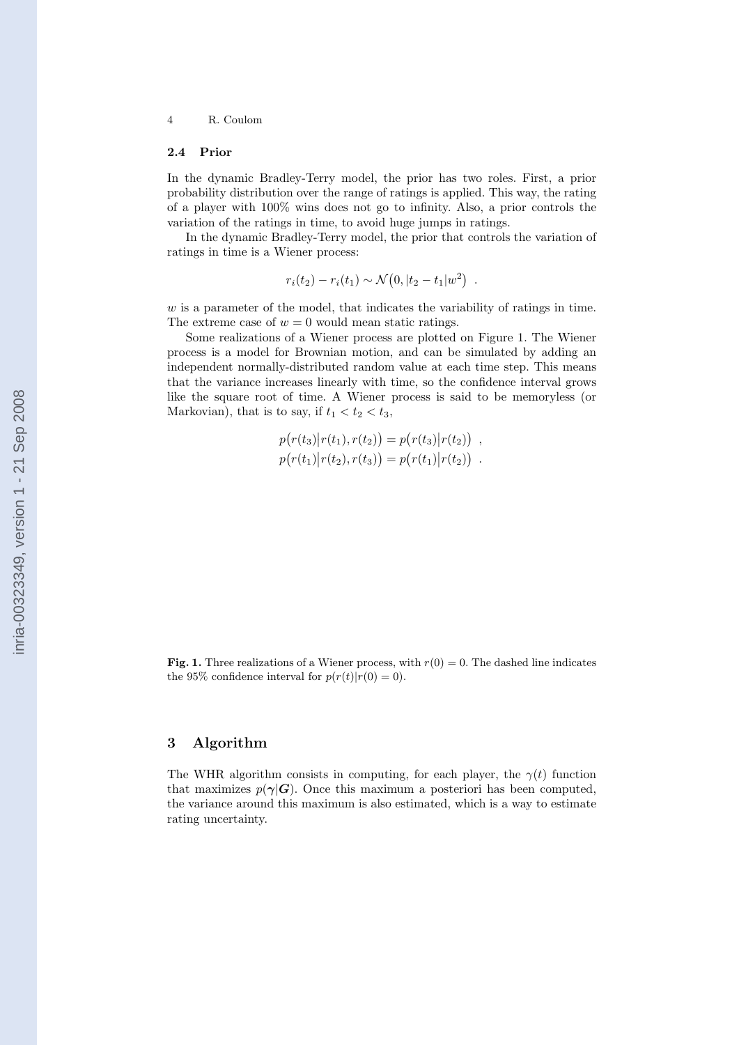### 2.4 Prior

In the dynamic Bradley-Terry model, the prior has two roles. First, a prior probability distribution over the range of ratings is applied. This way, the rating of a player with 100% wins does not go to infinity. Also, a prior controls the variation of the ratings in time, to avoid huge jumps in ratings.

In the dynamic Bradley-Terry model, the prior that controls the variation of ratings in time is a Wiener process:

$$r_i(t_2) - r_i(t_1) \sim \mathcal{N}\big(0, |t_2 - t_1|w^2\big) \ .$$

$w$ is a parameter of the model, that indicates the variability of ratings in time. The extreme case of $w = 0$ would mean static ratings.

Some realizations of a Wiener process are plotted on Figure 1. The Wiener process is a model for Brownian motion, and can be simulated by adding an independent normally-distributed random value at each time step. This means that the variance increases linearly with time, so the confidence interval grows like the square root of time. A Wiener process is said to be memoryless (or Markovian), that is to say, if $t_1 < t_2 < t_3$,

$$p\big(r(t_3)\big|r(t_1), r(t_2)\big) = p\big(r(t_3)\big|r(t_2)\big) \ ,$$
$$p\big(r(t_1)\big|r(t_2), r(t_3)\big) = p\big(r(t_1)\big|r(t_2)\big) \ .$$

**Fig. 1.** Three realizations of a Wiener process, with $r(0) = 0$. The dashed line indicates the 95% confidence interval for $p(r(t)|r(0) = 0)$.

## 3 Algorithm

The WHR algorithm consists in computing, for each player, the $\gamma(t)$ function that maximizes $p(\boldsymbol{\gamma}|\boldsymbol{G})$. Once this maximum a posteriori has been computed, the variance around this maximum is also estimated, which is a way to estimate rating uncertainty.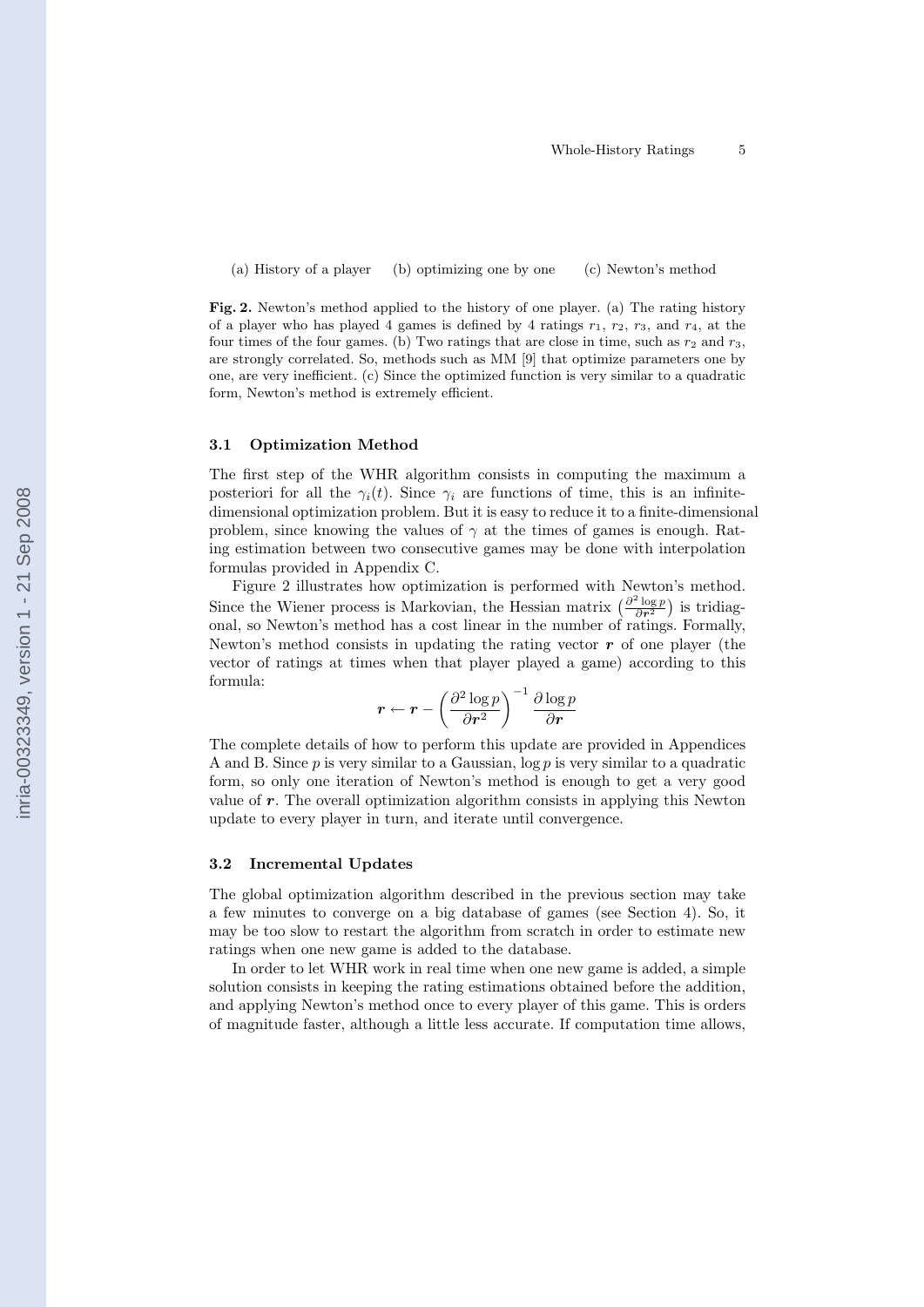(a) History of a player (b) optimizing one by one (c) Newton's method

**Fig. 2.** Newton's method applied to the history of one player. (a) The rating history of a player who has played 4 games is defined by 4 ratings $r_1$, $r_2$, $r_3$, and $r_4$, at the four times of the four games. (b) Two ratings that are close in time, such as $r_2$ and $r_3$, are strongly correlated. So, methods such as MM [9] that optimize parameters one by one, are very inefficient. (c) Since the optimized function is very similar to a quadratic form, Newton's method is extremely efficient.

### 3.1 Optimization Method

The first step of the WHR algorithm consists in computing the maximum a posteriori for all the $\gamma_i(t)$. Since $\gamma_i$ are functions of time, this is an infinite-dimensional optimization problem. But it is easy to reduce it to a finite-dimensional problem, since knowing the values of $\gamma$ at the times of games is enough. Rating estimation between two consecutive games may be done with interpolation formulas provided in Appendix C.

Figure 2 illustrates how optimization is performed with Newton's method. Since the Wiener process is Markovian, the Hessian matrix $\left(\frac{\partial^2 \log p}{\partial \boldsymbol{r}^2}\right)$ is tridiagonal, so Newton's method has a cost linear in the number of ratings. Formally, Newton's method consists in updating the rating vector $\boldsymbol{r}$ of one player (the vector of ratings at times when that player played a game) according to this formula:

$$\boldsymbol{r} \leftarrow \boldsymbol{r} - \left(\frac{\partial^2 \log p}{\partial \boldsymbol{r}^2}\right)^{-1} \frac{\partial \log p}{\partial \boldsymbol{r}}$$

The complete details of how to perform this update are provided in Appendices A and B. Since $p$ is very similar to a Gaussian, $\log p$ is very similar to a quadratic form, so only one iteration of Newton's method is enough to get a very good value of $\boldsymbol{r}$. The overall optimization algorithm consists in applying this Newton update to every player in turn, and iterate until convergence.

### 3.2 Incremental Updates

The global optimization algorithm described in the previous section may take a few minutes to converge on a big database of games (see Section 4). So, it may be too slow to restart the algorithm from scratch in order to estimate new ratings when one new game is added to the database.

In order to let WHR work in real time when one new game is added, a simple solution consists in keeping the rating estimations obtained before the addition, and applying Newton's method once to every player of this game. This is orders of magnitude faster, although a little less accurate. If computation time allows,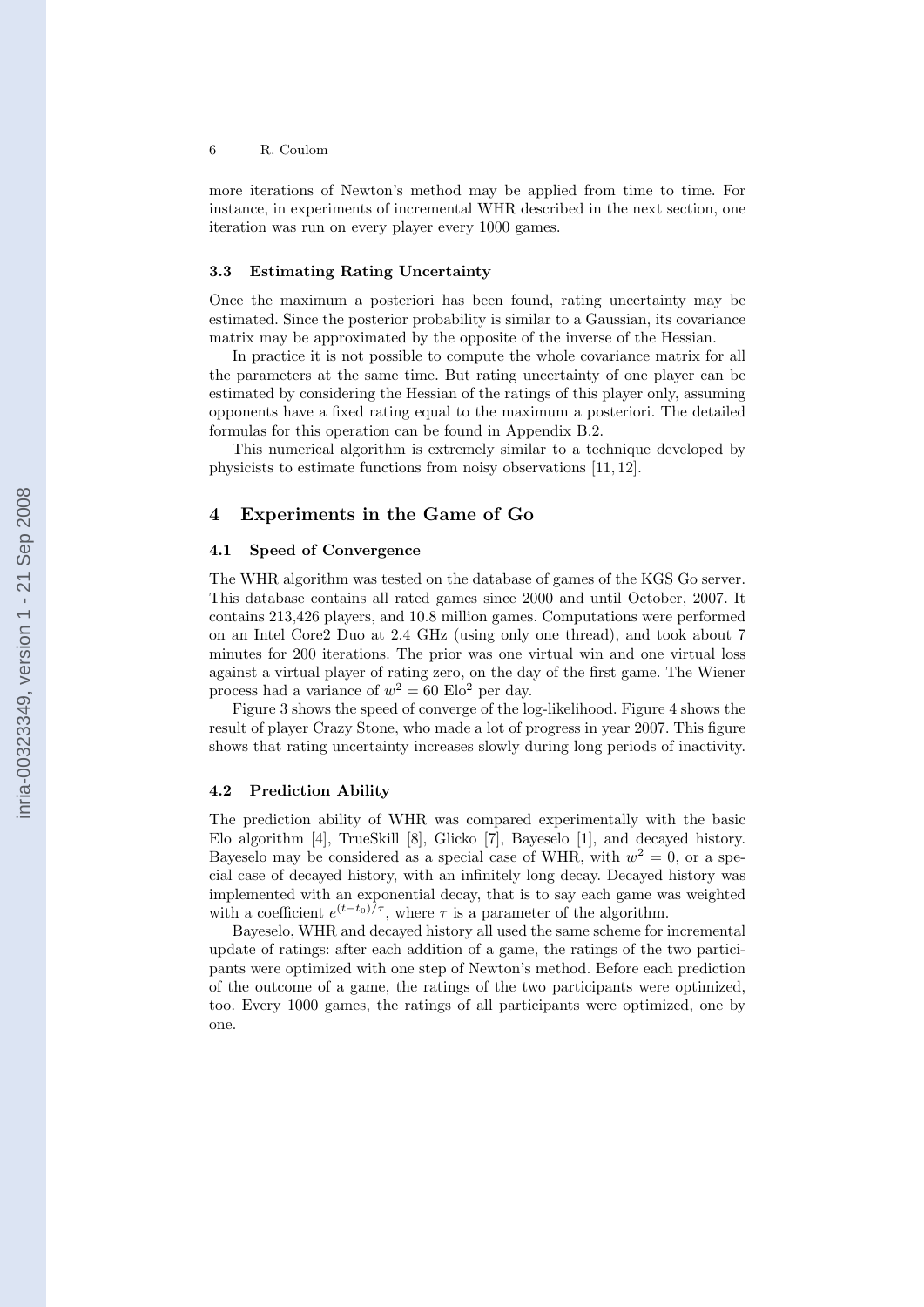more iterations of Newton's method may be applied from time to time. For instance, in experiments of incremental WHR described in the next section, one iteration was run on every player every 1000 games.

### 3.3 Estimating Rating Uncertainty

Once the maximum a posteriori has been found, rating uncertainty may be estimated. Since the posterior probability is similar to a Gaussian, its covariance matrix may be approximated by the opposite of the inverse of the Hessian.

In practice it is not possible to compute the whole covariance matrix for all the parameters at the same time. But rating uncertainty of one player can be estimated by considering the Hessian of the ratings of this player only, assuming opponents have a fixed rating equal to the maximum a posteriori. The detailed formulas for this operation can be found in Appendix B.2.

This numerical algorithm is extremely similar to a technique developed by physicists to estimate functions from noisy observations [11, 12].

## 4 Experiments in the Game of Go

### 4.1 Speed of Convergence

The WHR algorithm was tested on the database of games of the KGS Go server. This database contains all rated games since 2000 and until October, 2007. It contains 213,426 players, and 10.8 million games. Computations were performed on an Intel Core2 Duo at 2.4 GHz (using only one thread), and took about 7 minutes for 200 iterations. The prior was one virtual win and one virtual loss against a virtual player of rating zero, on the day of the first game. The Wiener process had a variance of $w^2 = 60$ Elo$^2$ per day.

Figure 3 shows the speed of converge of the log-likelihood. Figure 4 shows the result of player Crazy Stone, who made a lot of progress in year 2007. This figure shows that rating uncertainty increases slowly during long periods of inactivity.

### 4.2 Prediction Ability

The prediction ability of WHR was compared experimentally with the basic Elo algorithm [4], TrueSkill [8], Glicko [7], Bayeselo [1], and decayed history. Bayeselo may be considered as a special case of WHR, with $w^2 = 0$, or a special case of decayed history, with an infinitely long decay. Decayed history was implemented with an exponential decay, that is to say each game was weighted with a coefficient $e^{(t-t_0)/\tau}$, where $\tau$ is a parameter of the algorithm.

Bayeselo, WHR and decayed history all used the same scheme for incremental update of ratings: after each addition of a game, the ratings of the two participants were optimized with one step of Newton's method. Before each prediction of the outcome of a game, the ratings of the two participants were optimized, too. Every 1000 games, the ratings of all participants were optimized, one by one.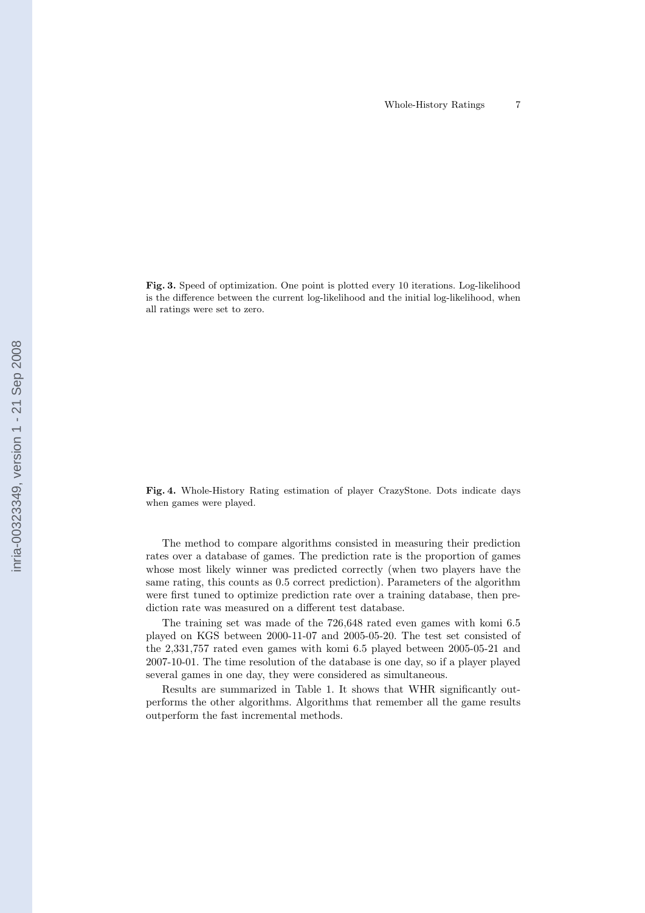**Fig. 3.** Speed of optimization. One point is plotted every 10 iterations. Log-likelihood is the difference between the current log-likelihood and the initial log-likelihood, when all ratings were set to zero.

**Fig. 4.** Whole-History Rating estimation of player CrazyStone. Dots indicate days when games were played.

The method to compare algorithms consisted in measuring their prediction rates over a database of games. The prediction rate is the proportion of games whose most likely winner was predicted correctly (when two players have the same rating, this counts as 0.5 correct prediction). Parameters of the algorithm were first tuned to optimize prediction rate over a training database, then prediction rate was measured on a different test database.

The training set was made of the 726,648 rated even games with komi 6.5 played on KGS between 2000-11-07 and 2005-05-20. The test set consisted of the 2,331,757 rated even games with komi 6.5 played between 2005-05-21 and 2007-10-01. The time resolution of the database is one day, so if a player played several games in one day, they were considered as simultaneous.

Results are summarized in Table 1. It shows that WHR significantly outperforms the other algorithms. Algorithms that remember all the game results outperform the fast incremental methods.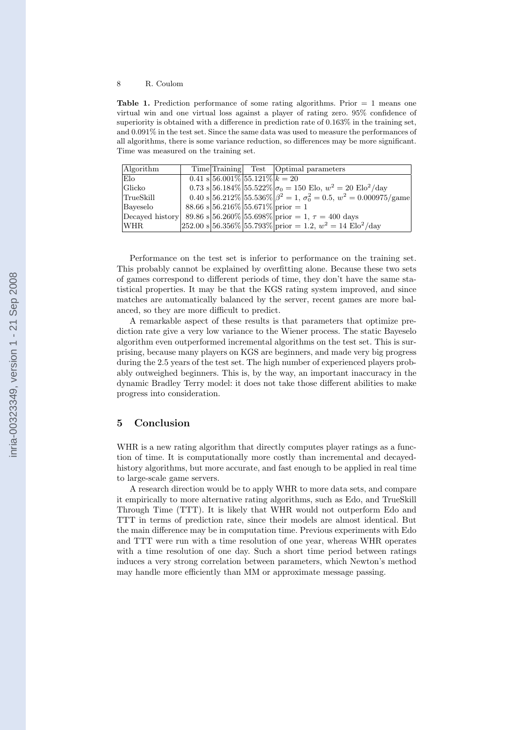**Table 1.** Prediction performance of some rating algorithms. Prior = 1 means one virtual win and one virtual loss against a player of rating zero. 95% confidence of superiority is obtained with a difference in prediction rate of 0.163% in the training set, and 0.091% in the test set. Since the same data was used to measure the performances of all algorithms, there is some variance reduction, so differences may be more significant. Time was measured on the training set.

| Algorithm | Time | Training | Test | Optimal parameters |
|---|---|---|---|---|
| Elo | 0.41 s | 56.001% | 55.121% | $k = 20$ |
| Glicko | 0.73 s | 56.184% | 55.522% | $\sigma_0 = 150$ Elo, $w^2 = 20$ Elo$^2$/day |
| TrueSkill | 0.40 s | 56.212% | 55.536% | $\beta^2 = 1$, $\sigma_0^2 = 0.5$, $w^2 = 0.000975$/game |
| Bayeselo | 88.66 s | 56.216% | 55.671% | prior = 1 |
| Decayed history | 89.86 s | 56.260% | 55.698% | prior = 1, $\tau = 400$ days |
| WHR | 252.00 s | 56.356% | 55.793% | prior = 1.2, $w^2 = 14$ Elo$^2$/day |

Performance on the test set is inferior to performance on the training set. This probably cannot be explained by overfitting alone. Because these two sets of games correspond to different periods of time, they don't have the same statistical properties. It may be that the KGS rating system improved, and since matches are automatically balanced by the server, recent games are more balanced, so they are more difficult to predict.

A remarkable aspect of these results is that parameters that optimize prediction rate give a very low variance to the Wiener process. The static Bayeselo algorithm even outperformed incremental algorithms on the test set. This is surprising, because many players on KGS are beginners, and made very big progress during the 2.5 years of the test set. The high number of experienced players probably outweighed beginners. This is, by the way, an important inaccuracy in the dynamic Bradley Terry model: it does not take those different abilities to make progress into consideration.

## 5 Conclusion

WHR is a new rating algorithm that directly computes player ratings as a function of time. It is computationally more costly than incremental and decayed-history algorithms, but more accurate, and fast enough to be applied in real time to large-scale game servers.

A research direction would be to apply WHR to more data sets, and compare it empirically to more alternative rating algorithms, such as Edo, and TrueSkill Through Time (TTT). It is likely that WHR would not outperform Edo and TTT in terms of prediction rate, since their models are almost identical. But the main difference may be in computation time. Previous experiments with Edo and TTT were run with a time resolution of one year, whereas WHR operates with a time resolution of one day. Such a short time period between ratings induces a very strong correlation between parameters, which Newton's method may handle more efficiently than MM or approximate message passing.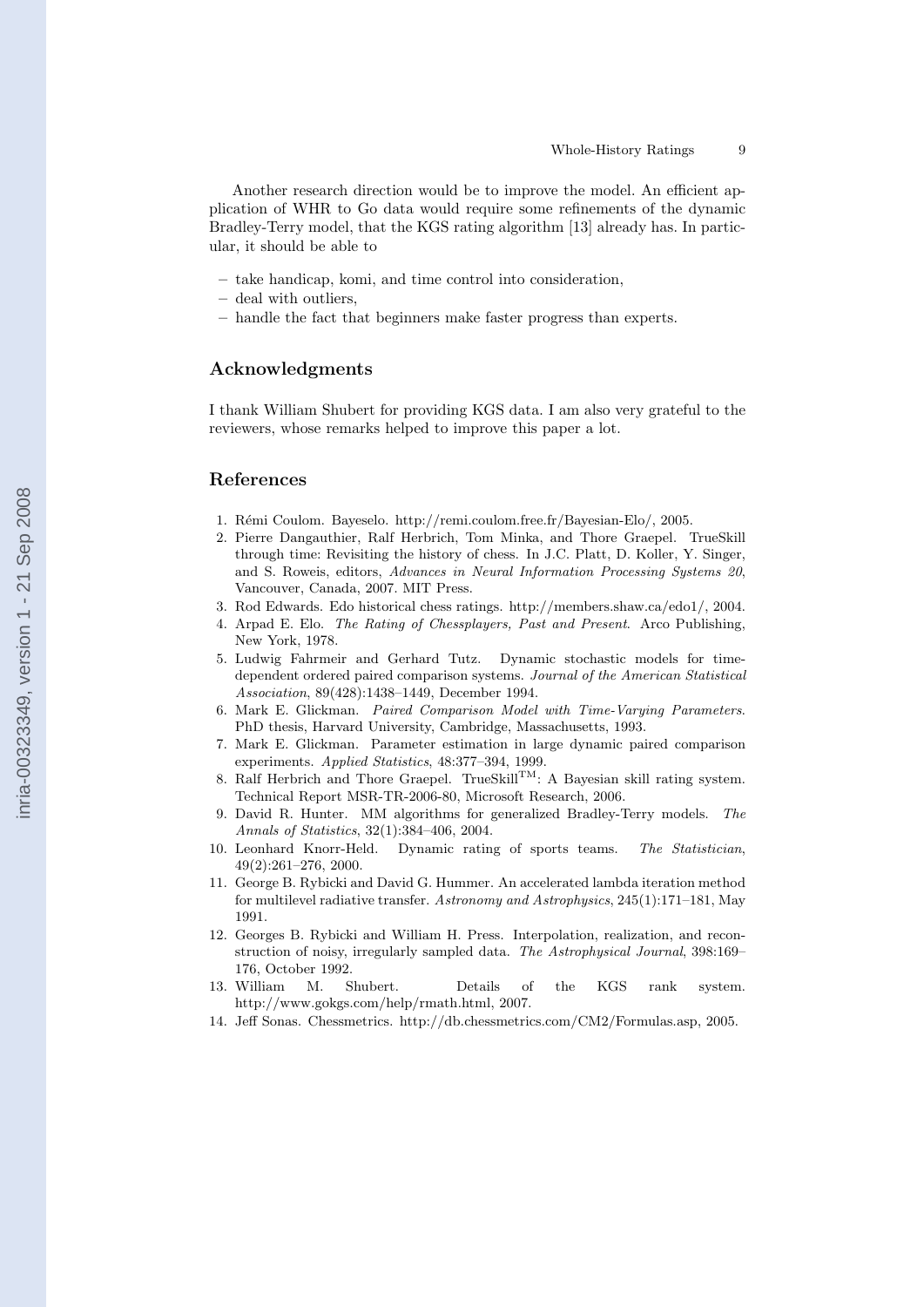Another research direction would be to improve the model. An efficient application of WHR to Go data would require some refinements of the dynamic Bradley-Terry model, that the KGS rating algorithm [13] already has. In particular, it should be able to

- take handicap, komi, and time control into consideration,
- deal with outliers,
- handle the fact that beginners make faster progress than experts.

## Acknowledgments

I thank William Shubert for providing KGS data. I am also very grateful to the reviewers, whose remarks helped to improve this paper a lot.

## References

1. Rémi Coulom. Bayeselo. http://remi.coulom.free.fr/Bayesian-Elo/, 2005.
2. Pierre Dangauthier, Ralf Herbrich, Tom Minka, and Thore Graepel. TrueSkill through time: Revisiting the history of chess. In J.C. Platt, D. Koller, Y. Singer, and S. Roweis, editors, *Advances in Neural Information Processing Systems 20*, Vancouver, Canada, 2007. MIT Press.
3. Rod Edwards. Edo historical chess ratings. http://members.shaw.ca/edo1/, 2004.
4. Arpad E. Elo. *The Rating of Chessplayers, Past and Present*. Arco Publishing, New York, 1978.
5. Ludwig Fahrmeir and Gerhard Tutz. Dynamic stochastic models for time-dependent ordered paired comparison systems. *Journal of the American Statistical Association*, 89(428):1438–1449, December 1994.
6. Mark E. Glickman. *Paired Comparison Model with Time-Varying Parameters*. PhD thesis, Harvard University, Cambridge, Massachusetts, 1993.
7. Mark E. Glickman. Parameter estimation in large dynamic paired comparison experiments. *Applied Statistics*, 48:377–394, 1999.
8. Ralf Herbrich and Thore Graepel. TrueSkill$^{\text{TM}}$: A Bayesian skill rating system. Technical Report MSR-TR-2006-80, Microsoft Research, 2006.
9. David R. Hunter. MM algorithms for generalized Bradley-Terry models. *The Annals of Statistics*, 32(1):384–406, 2004.
10. Leonhard Knorr-Held. Dynamic rating of sports teams. *The Statistician*, 49(2):261–276, 2000.
11. George B. Rybicki and David G. Hummer. An accelerated lambda iteration method for multilevel radiative transfer. *Astronomy and Astrophysics*, 245(1):171–181, May 1991.
12. Georges B. Rybicki and William H. Press. Interpolation, realization, and reconstruction of noisy, irregularly sampled data. *The Astrophysical Journal*, 398:169–176, October 1992.
13. William M. Shubert. Details of the KGS rank system. http://www.gokgs.com/help/rmath.html, 2007.
14. Jeff Sonas. Chessmetrics. http://db.chessmetrics.com/CM2/Formulas.asp, 2005.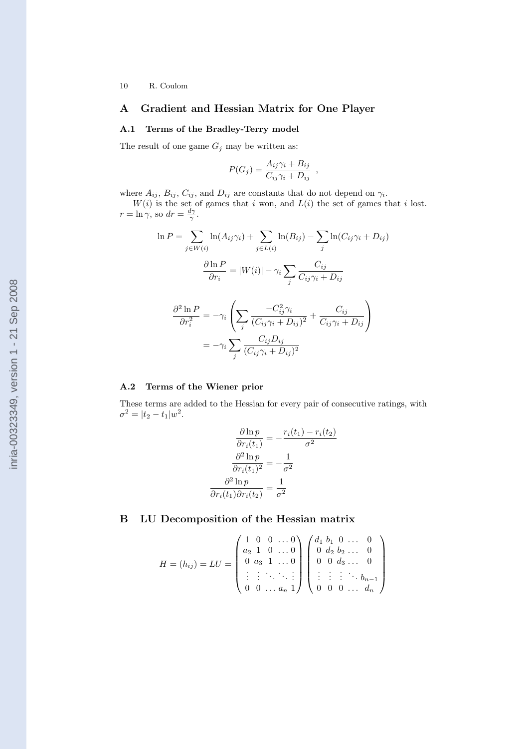## A Gradient and Hessian Matrix for One Player

### A.1 Terms of the Bradley-Terry model

The result of one game $G_j$ may be written as:

$$P(G_j) = \frac{A_{ij}\gamma_i + B_{ij}}{C_{ij}\gamma_i + D_{ij}} \ ,$$

where $A_{ij}$, $B_{ij}$, $C_{ij}$, and $D_{ij}$ are constants that do not depend on $\gamma_i$.

$W(i)$ is the set of games that $i$ won, and $L(i)$ the set of games that $i$ lost. $r = \ln \gamma$, so $dr = \frac{d\gamma}{\gamma}$.

$$\ln P = \sum_{j \in W(i)} \ln(A_{ij}\gamma_i) + \sum_{j \in L(i)} \ln(B_{ij}) - \sum_{j} \ln(C_{ij}\gamma_i + D_{ij})$$

$$\frac{\partial \ln P}{\partial r_i} = |W(i)| - \gamma_i \sum_j \frac{C_{ij}}{C_{ij}\gamma_i + D_{ij}}$$

$$\begin{aligned}
\frac{\partial^2 \ln P}{\partial r_i^2} &= -\gamma_i \left( \sum_j \frac{-C_{ij}^2 \gamma_i}{(C_{ij}\gamma_i + D_{ij})^2} + \frac{C_{ij}}{C_{ij}\gamma_i + D_{ij}} \right) \\
&= -\gamma_i \sum_j \frac{C_{ij} D_{ij}}{(C_{ij}\gamma_i + D_{ij})^2}
\end{aligned}$$

### A.2 Terms of the Wiener prior

These terms are added to the Hessian for every pair of consecutive ratings, with $\sigma^2 = |t_2 - t_1| w^2$.

$$\begin{aligned}
\frac{\partial \ln p}{\partial r_i(t_1)} &= -\frac{r_i(t_1) - r_i(t_2)}{\sigma^2} \\
\frac{\partial^2 \ln p}{\partial r_i(t_1)^2} &= -\frac{1}{\sigma^2} \\
\frac{\partial^2 \ln p}{\partial r_i(t_1) \partial r_i(t_2)} &= \frac{1}{\sigma^2}
\end{aligned}$$

## B LU Decomposition of the Hessian matrix

$$H = (h_{ij}) = LU = \begin{pmatrix} 1 & 0 & 0 & \dots & 0 \\ a_2 & 1 & 0 & \dots & 0 \\ 0 & a_3 & 1 & \dots & 0 \\ \vdots & \vdots & \ddots & \ddots & \vdots \\ 0 & 0 & \dots & a_n & 1 \end{pmatrix} \begin{pmatrix} d_1 & b_1 & 0 & \dots & 0 \\ 0 & d_2 & b_2 & \dots & 0 \\ 0 & 0 & d_3 & \dots & 0 \\ \vdots & \vdots & \vdots & \ddots & b_{n-1} \\ 0 & 0 & 0 & \dots & d_n \end{pmatrix}$$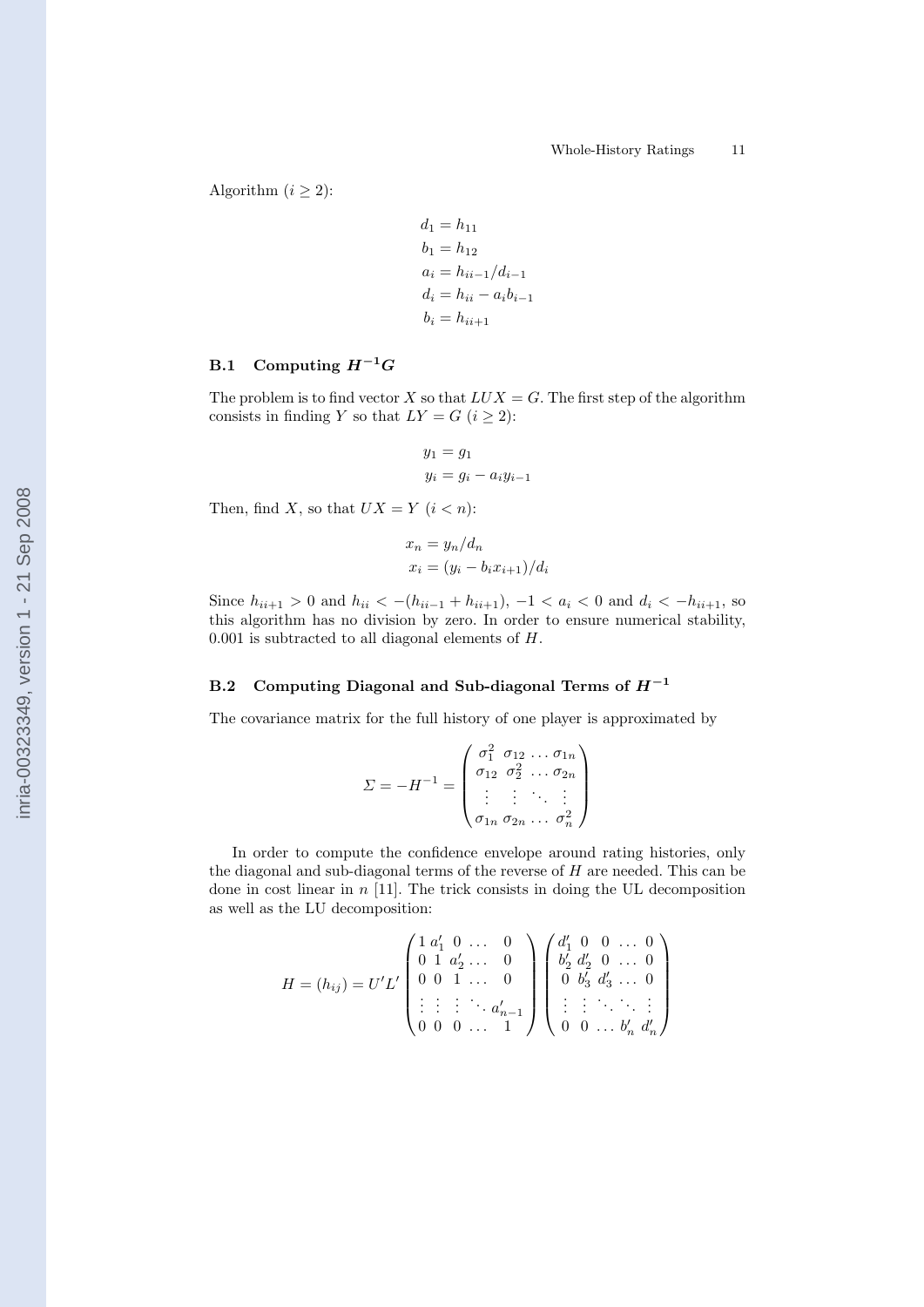Algorithm ($i \geq 2$):

$$
\begin{aligned}
d_1 &= h_{11} \\
b_1 &= h_{12} \\
a_i &= h_{ii-1}/d_{i-1} \\
d_i &= h_{ii} - a_i b_{i-1} \\
b_i &= h_{ii+1}
\end{aligned}
$$

### B.1 Computing $H^{-1}G$

The problem is to find vector $X$ so that $LUX = G$. The first step of the algorithm consists in finding $Y$ so that $LY = G$ ($i \geq 2$):

$$
\begin{aligned}
y_1 &= g_1 \\
y_i &= g_i - a_i y_{i-1}
\end{aligned}
$$

Then, find $X$, so that $UX = Y$ ($i < n$):

$$
\begin{aligned}
x_n &= y_n/d_n \\
x_i &= (y_i - b_i x_{i+1})/d_i
\end{aligned}
$$

Since $h_{ii+1} > 0$ and $h_{ii} < -(h_{ii-1} + h_{ii+1})$, $-1 < a_i < 0$ and $d_i < -h_{ii+1}$, so this algorithm has no division by zero. In order to ensure numerical stability, 0.001 is subtracted to all diagonal elements of $H$.

### B.2 Computing Diagonal and Sub-diagonal Terms of $H^{-1}$

The covariance matrix for the full history of one player is approximated by

$$
\Sigma = -H^{-1} = \begin{pmatrix} \sigma_1^2 & \sigma_{12} & \dots & \sigma_{1n} \\ \sigma_{12} & \sigma_2^2 & \dots & \sigma_{2n} \\ \vdots & \vdots & \ddots & \vdots \\ \sigma_{1n} & \sigma_{2n} & \dots & \sigma_n^2 \end{pmatrix}
$$

In order to compute the confidence envelope around rating histories, only the diagonal and sub-diagonal terms of the reverse of $H$ are needed. This can be done in cost linear in $n$ [11]. The trick consists in doing the UL decomposition as well as the LU decomposition:

$$
H = (h_{ij}) = U'L' \begin{pmatrix} 1 & a'_1 & 0 & \dots & 0 \\ 0 & 1 & a'_2 & \dots & 0 \\ 0 & 0 & 1 & \dots & 0 \\ \vdots & \vdots & \vdots & \ddots & a'_{n-1} \\ 0 & 0 & 0 & \dots & 1 \end{pmatrix} \begin{pmatrix} d'_1 & 0 & 0 & \dots & 0 \\ b'_2 & d'_2 & 0 & \dots & 0 \\ 0 & b'_3 & d'_3 & \dots & 0 \\ \vdots & \vdots & \ddots & \ddots & \vdots \\ 0 & 0 & \dots & b'_n & d'_n \end{pmatrix}
$$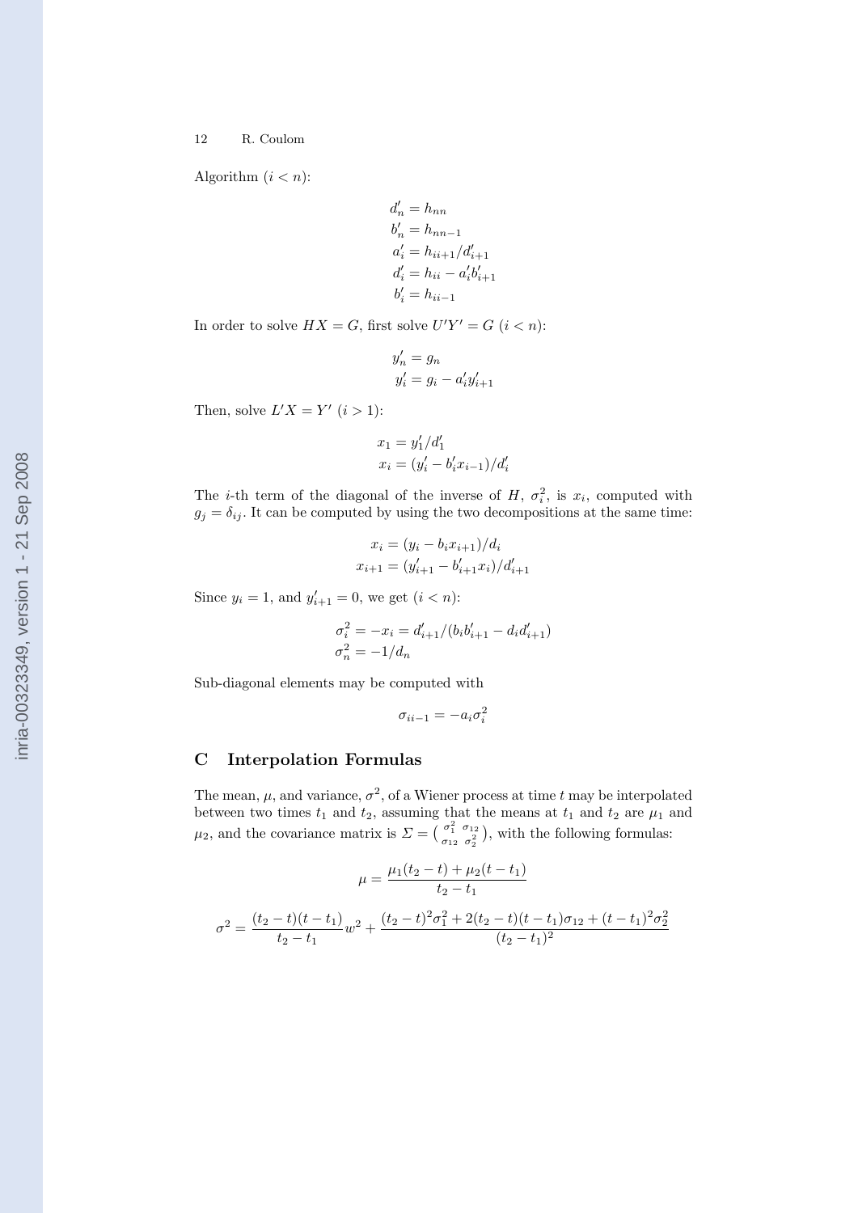Algorithm ($i < n$):

$$
\begin{aligned}
d'_n &= h_{nn} \\
b'_n &= h_{nn-1} \\
a'_i &= h_{ii+1}/d'_{i+1} \\
d'_i &= h_{ii} - a'_i b'_{i+1} \\
b'_i &= h_{ii-1}
\end{aligned}
$$

In order to solve $HX = G$, first solve $U'Y' = G$ ($i < n$):

$$
\begin{aligned}
y'_n &= g_n \\
y'_i &= g_i - a'_i y'_{i+1}
\end{aligned}
$$

Then, solve $L'X = Y'$ ($i > 1$):

$$
\begin{aligned}
x_1 &= y'_1/d'_1 \\
x_i &= (y'_i - b'_i x_{i-1})/d'_i
\end{aligned}
$$

The $i$-th term of the diagonal of the inverse of $H$, $\sigma_i^2$, is $x_i$, computed with $g_j = \delta_{ij}$. It can be computed by using the two decompositions at the same time:

$$
\begin{aligned}
x_i &= (y_i - b_i x_{i+1})/d_i \\
x_{i+1} &= (y'_{i+1} - b'_{i+1} x_i)/d'_{i+1}
\end{aligned}
$$

Since $y_i = 1$, and $y'_{i+1} = 0$, we get ($i < n$):

$$
\begin{aligned}
\sigma_i^2 &= -x_i = d'_{i+1}/(b_i b'_{i+1} - d_i d'_{i+1}) \\
\sigma_n^2 &= -1/d_n
\end{aligned}
$$

Sub-diagonal elements may be computed with

$$
\sigma_{ii-1} = -a_i \sigma_i^2
$$

## C Interpolation Formulas

The mean, $\mu$, and variance, $\sigma^2$, of a Wiener process at time $t$ may be interpolated between two times $t_1$ and $t_2$, assuming that the means at $t_1$ and $t_2$ are $\mu_1$ and $\mu_2$, and the covariance matrix is $\Sigma = \begin{pmatrix} \sigma_1^2 & \sigma_{12} \\ \sigma_{12} & \sigma_2^2 \end{pmatrix}$, with the following formulas:

$$
\mu = \frac{\mu_1(t_2 - t) + \mu_2(t - t_1)}{t_2 - t_1}
$$

$$
\sigma^2 = \frac{(t_2 - t)(t - t_1)}{t_2 - t_1} w^2 + \frac{(t_2 - t)^2 \sigma_1^2 + 2(t_2 - t)(t - t_1)\sigma_{12} + (t - t_1)^2 \sigma_2^2}{(t_2 - t_1)^2}
$$